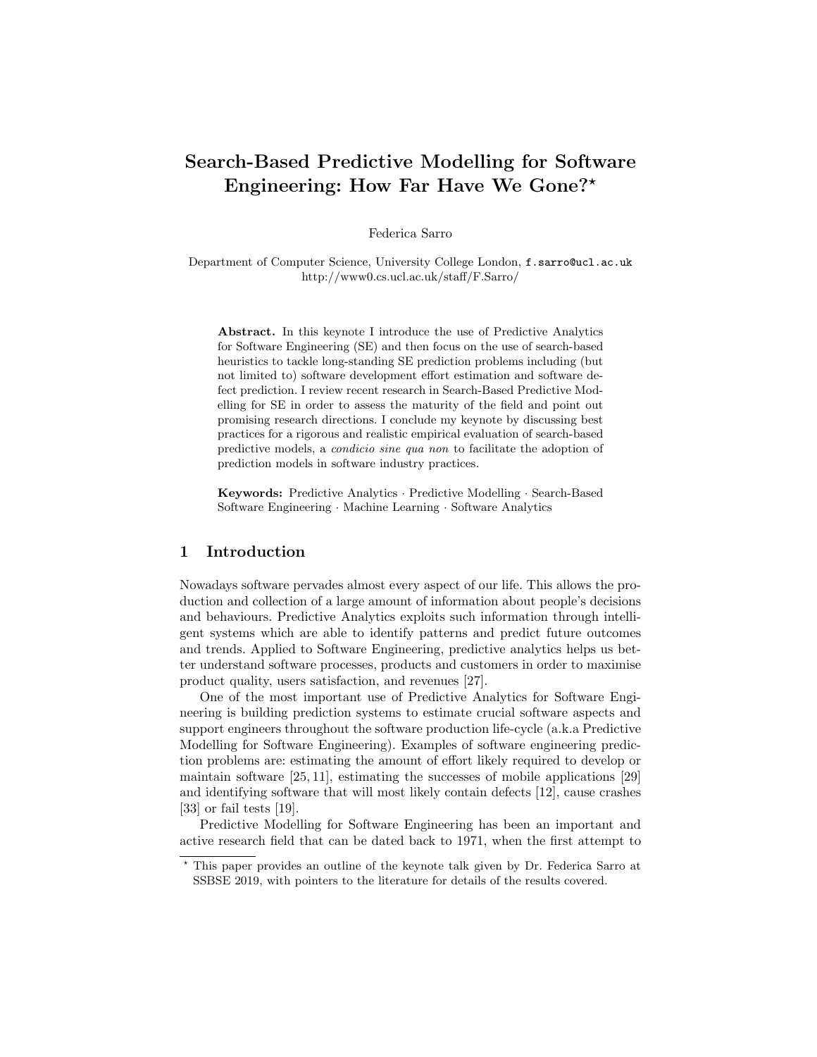# Search-Based Predictive Modelling for Software Engineering: How Far Have We Gone?*

Federica Sarro

Department of Computer Science, University College London, f.sarro@ucl.ac.uk
http://www0.cs.ucl.ac.uk/staff/F.Sarro/

**Abstract.** In this keynote I introduce the use of Predictive Analytics for Software Engineering (SE) and then focus on the use of search-based heuristics to tackle long-standing SE prediction problems including (but not limited to) software development effort estimation and software defect prediction. I review recent research in Search-Based Predictive Modelling for SE in order to assess the maturity of the field and point out promising research directions. I conclude my keynote by discussing best practices for a rigorous and realistic empirical evaluation of search-based predictive models, a *condicio sine qua non* to facilitate the adoption of prediction models in software industry practices.

**Keywords:** Predictive Analytics · Predictive Modelling · Search-Based Software Engineering · Machine Learning · Software Analytics

## 1 Introduction

Nowadays software pervades almost every aspect of our life. This allows the production and collection of a large amount of information about people's decisions and behaviours. Predictive Analytics exploits such information through intelligent systems which are able to identify patterns and predict future outcomes and trends. Applied to Software Engineering, predictive analytics helps us better understand software processes, products and customers in order to maximise product quality, users satisfaction, and revenues [27].

One of the most important use of Predictive Analytics for Software Engineering is building prediction systems to estimate crucial software aspects and support engineers throughout the software production life-cycle (a.k.a Predictive Modelling for Software Engineering). Examples of software engineering prediction problems are: estimating the amount of effort likely required to develop or maintain software [25, 11], estimating the successes of mobile applications [29] and identifying software that will most likely contain defects [12], cause crashes [33] or fail tests [19].

Predictive Modelling for Software Engineering has been an important and active research field that can be dated back to 1971, when the first attempt to

* This paper provides an outline of the keynote talk given by Dr. Federica Sarro at SSBSE 2019, with pointers to the literature for details of the results covered.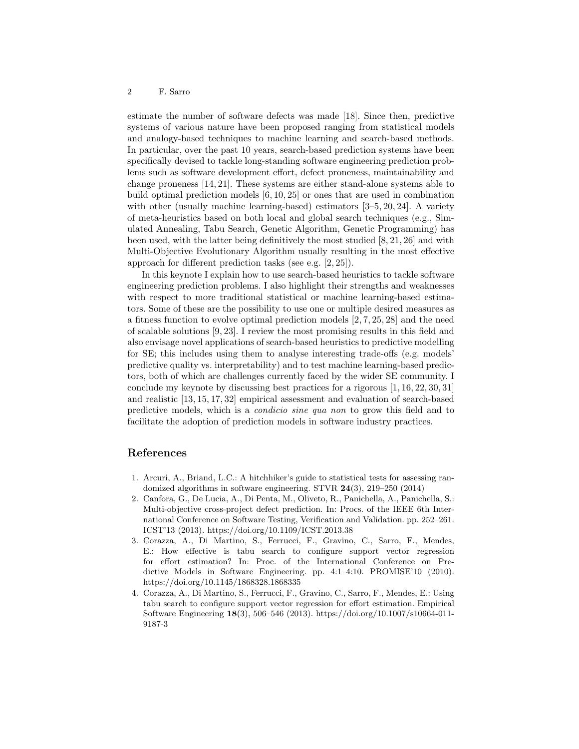estimate the number of software defects was made [18]. Since then, predictive systems of various nature have been proposed ranging from statistical models and analogy-based techniques to machine learning and search-based methods. In particular, over the past 10 years, search-based prediction systems have been specifically devised to tackle long-standing software engineering prediction problems such as software development effort, defect proneness, maintainability and change proneness [14, 21]. These systems are either stand-alone systems able to build optimal prediction models [6, 10, 25] or ones that are used in combination with other (usually machine learning-based) estimators [3–5, 20, 24]. A variety of meta-heuristics based on both local and global search techniques (e.g., Simulated Annealing, Tabu Search, Genetic Algorithm, Genetic Programming) has been used, with the latter being definitively the most studied [8, 21, 26] and with Multi-Objective Evolutionary Algorithm usually resulting in the most effective approach for different prediction tasks (see e.g. [2, 25]).

In this keynote I explain how to use search-based heuristics to tackle software engineering prediction problems. I also highlight their strengths and weaknesses with respect to more traditional statistical or machine learning-based estimators. Some of these are the possibility to use one or multiple desired measures as a fitness function to evolve optimal prediction models [2, 7, 25, 28] and the need of scalable solutions [9, 23]. I review the most promising results in this field and also envisage novel applications of search-based heuristics to predictive modelling for SE; this includes using them to analyse interesting trade-offs (e.g. models' predictive quality vs. interpretability) and to test machine learning-based predictors, both of which are challenges currently faced by the wider SE community. I conclude my keynote by discussing best practices for a rigorous [1, 16, 22, 30, 31] and realistic [13, 15, 17, 32] empirical assessment and evaluation of search-based predictive models, which is a *condicio sine qua non* to grow this field and to facilitate the adoption of prediction models in software industry practices.

## References

1. Arcuri, A., Briand, L.C.: A hitchhiker's guide to statistical tests for assessing randomized algorithms in software engineering. STVR **24**(3), 219–250 (2014)
2. Canfora, G., De Lucia, A., Di Penta, M., Oliveto, R., Panichella, A., Panichella, S.: Multi-objective cross-project defect prediction. In: Procs. of the IEEE 6th International Conference on Software Testing, Verification and Validation. pp. 252–261. ICST'13 (2013). https://doi.org/10.1109/ICST.2013.38
3. Corazza, A., Di Martino, S., Ferrucci, F., Gravino, C., Sarro, F., Mendes, E.: How effective is tabu search to configure support vector regression for effort estimation? In: Proc. of the International Conference on Predictive Models in Software Engineering. pp. 4:1–4:10. PROMISE'10 (2010). https://doi.org/10.1145/1868328.1868335
4. Corazza, A., Di Martino, S., Ferrucci, F., Gravino, C., Sarro, F., Mendes, E.: Using tabu search to configure support vector regression for effort estimation. Empirical Software Engineering **18**(3), 506–546 (2013). https://doi.org/10.1007/s10664-011-9187-3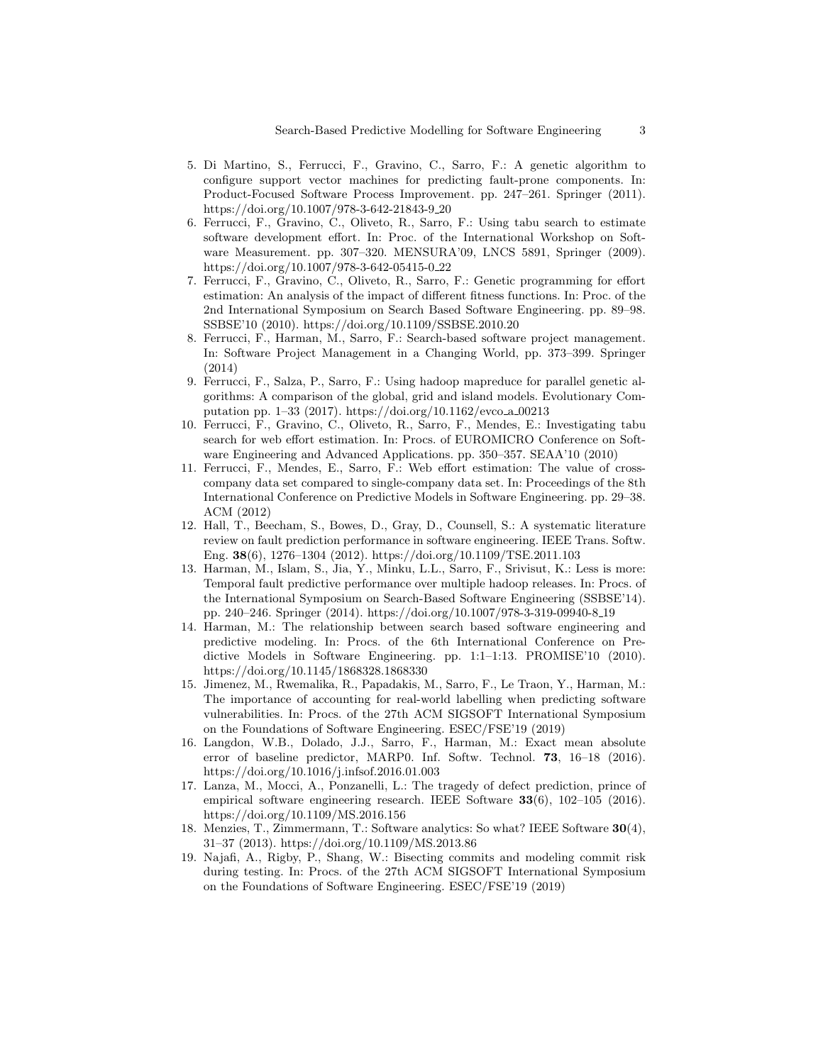5. Di Martino, S., Ferrucci, F., Gravino, C., Sarro, F.: A genetic algorithm to configure support vector machines for predicting fault-prone components. In: Product-Focused Software Process Improvement. pp. 247–261. Springer (2011). https://doi.org/10.1007/978-3-642-21843-9_20
6. Ferrucci, F., Gravino, C., Oliveto, R., Sarro, F.: Using tabu search to estimate software development effort. In: Proc. of the International Workshop on Software Measurement. pp. 307–320. MENSURA'09, LNCS 5891, Springer (2009). https://doi.org/10.1007/978-3-642-05415-0_22
7. Ferrucci, F., Gravino, C., Oliveto, R., Sarro, F.: Genetic programming for effort estimation: An analysis of the impact of different fitness functions. In: Proc. of the 2nd International Symposium on Search Based Software Engineering. pp. 89–98. SSBSE'10 (2010). https://doi.org/10.1109/SSBSE.2010.20
8. Ferrucci, F., Harman, M., Sarro, F.: Search-based software project management. In: Software Project Management in a Changing World, pp. 373–399. Springer (2014)
9. Ferrucci, F., Salza, P., Sarro, F.: Using hadoop mapreduce for parallel genetic algorithms: A comparison of the global, grid and island models. Evolutionary Computation pp. 1–33 (2017). https://doi.org/10.1162/evco_a_00213
10. Ferrucci, F., Gravino, C., Oliveto, R., Sarro, F., Mendes, E.: Investigating tabu search for web effort estimation. In: Procs. of EUROMICRO Conference on Software Engineering and Advanced Applications. pp. 350–357. SEAA'10 (2010)
11. Ferrucci, F., Mendes, E., Sarro, F.: Web effort estimation: The value of cross-company data set compared to single-company data set. In: Proceedings of the 8th International Conference on Predictive Models in Software Engineering. pp. 29–38. ACM (2012)
12. Hall, T., Beecham, S., Bowes, D., Gray, D., Counsell, S.: A systematic literature review on fault prediction performance in software engineering. IEEE Trans. Softw. Eng. **38**(6), 1276–1304 (2012). https://doi.org/10.1109/TSE.2011.103
13. Harman, M., Islam, S., Jia, Y., Minku, L.L., Sarro, F., Srivisut, K.: Less is more: Temporal fault predictive performance over multiple hadoop releases. In: Procs. of the International Symposium on Search-Based Software Engineering (SSBSE'14). pp. 240–246. Springer (2014). https://doi.org/10.1007/978-3-319-09940-8_19
14. Harman, M.: The relationship between search based software engineering and predictive modeling. In: Procs. of the 6th International Conference on Predictive Models in Software Engineering. pp. 1:1–1:13. PROMISE'10 (2010). https://doi.org/10.1145/1868328.1868330
15. Jimenez, M., Rwemalika, R., Papadakis, M., Sarro, F., Le Traon, Y., Harman, M.: The importance of accounting for real-world labelling when predicting software vulnerabilities. In: Procs. of the 27th ACM SIGSOFT International Symposium on the Foundations of Software Engineering. ESEC/FSE'19 (2019)
16. Langdon, W.B., Dolado, J.J., Sarro, F., Harman, M.: Exact mean absolute error of baseline predictor, MARP0. Inf. Softw. Technol. **73**, 16–18 (2016). https://doi.org/10.1016/j.infsof.2016.01.003
17. Lanza, M., Mocci, A., Ponzanelli, L.: The tragedy of defect prediction, prince of empirical software engineering research. IEEE Software **33**(6), 102–105 (2016). https://doi.org/10.1109/MS.2016.156
18. Menzies, T., Zimmermann, T.: Software analytics: So what? IEEE Software **30**(4), 31–37 (2013). https://doi.org/10.1109/MS.2013.86
19. Najafi, A., Rigby, P., Shang, W.: Bisecting commits and modeling commit risk during testing. In: Procs. of the 27th ACM SIGSOFT International Symposium on the Foundations of Software Engineering. ESEC/FSE'19 (2019)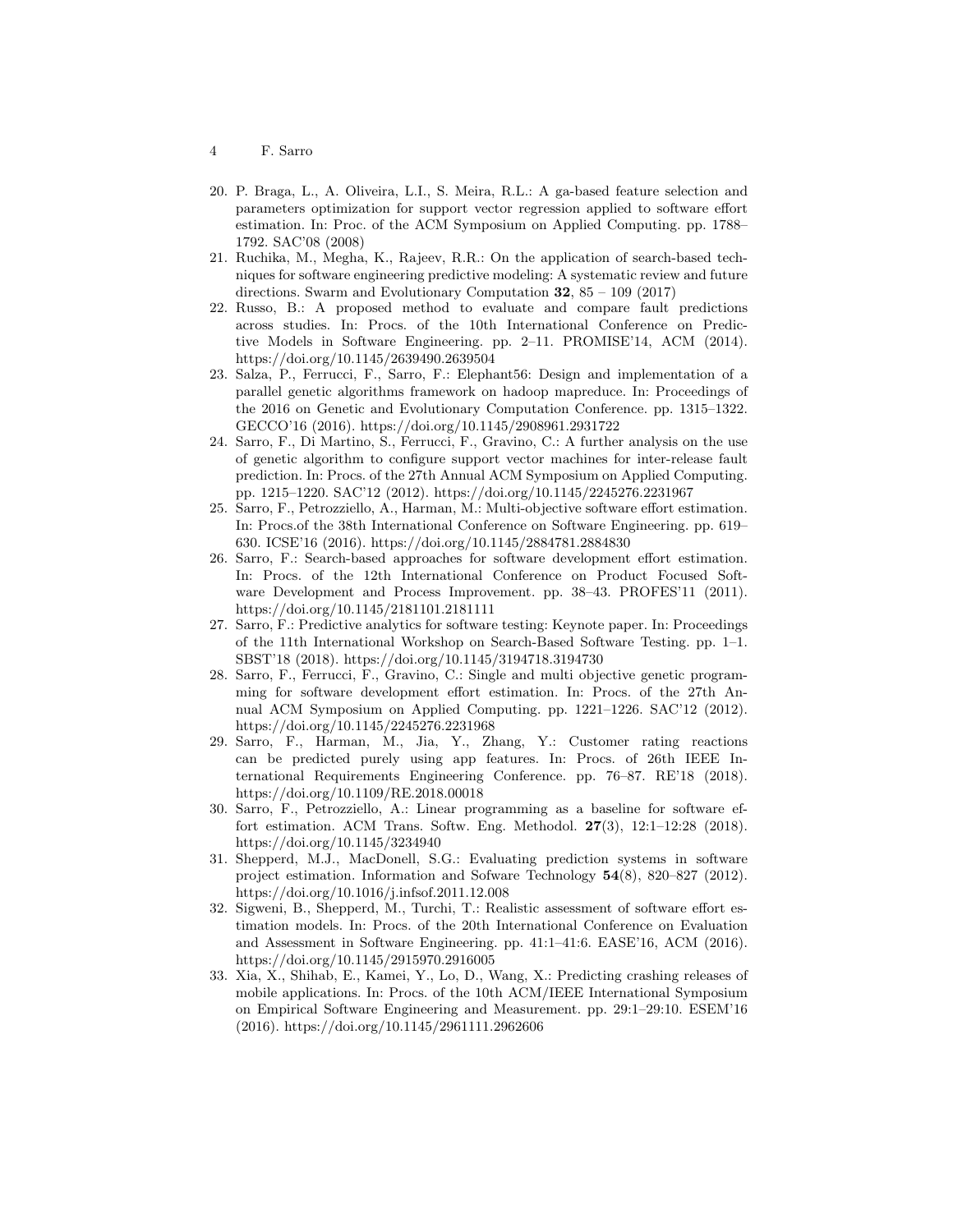20. P. Braga, L., A. Oliveira, L.I., S. Meira, R.L.: A ga-based feature selection and parameters optimization for support vector regression applied to software effort estimation. In: Proc. of the ACM Symposium on Applied Computing. pp. 1788–1792. SAC'08 (2008)
21. Ruchika, M., Megha, K., Rajeev, R.R.: On the application of search-based techniques for software engineering predictive modeling: A systematic review and future directions. Swarm and Evolutionary Computation **32**, 85 – 109 (2017)
22. Russo, B.: A proposed method to evaluate and compare fault predictions across studies. In: Procs. of the 10th International Conference on Predictive Models in Software Engineering. pp. 2–11. PROMISE'14, ACM (2014). https://doi.org/10.1145/2639490.2639504
23. Salza, P., Ferrucci, F., Sarro, F.: Elephant56: Design and implementation of a parallel genetic algorithms framework on hadoop mapreduce. In: Proceedings of the 2016 on Genetic and Evolutionary Computation Conference. pp. 1315–1322. GECCO'16 (2016). https://doi.org/10.1145/2908961.2931722
24. Sarro, F., Di Martino, S., Ferrucci, F., Gravino, C.: A further analysis on the use of genetic algorithm to configure support vector machines for inter-release fault prediction. In: Procs. of the 27th Annual ACM Symposium on Applied Computing. pp. 1215–1220. SAC'12 (2012). https://doi.org/10.1145/2245276.2231967
25. Sarro, F., Petrozziello, A., Harman, M.: Multi-objective software effort estimation. In: Procs.of the 38th International Conference on Software Engineering. pp. 619–630. ICSE'16 (2016). https://doi.org/10.1145/2884781.2884830
26. Sarro, F.: Search-based approaches for software development effort estimation. In: Procs. of the 12th International Conference on Product Focused Software Development and Process Improvement. pp. 38–43. PROFES'11 (2011). https://doi.org/10.1145/2181101.2181111
27. Sarro, F.: Predictive analytics for software testing: Keynote paper. In: Proceedings of the 11th International Workshop on Search-Based Software Testing. pp. 1–1. SBST'18 (2018). https://doi.org/10.1145/3194718.3194730
28. Sarro, F., Ferrucci, F., Gravino, C.: Single and multi objective genetic programming for software development effort estimation. In: Procs. of the 27th Annual ACM Symposium on Applied Computing. pp. 1221–1226. SAC'12 (2012). https://doi.org/10.1145/2245276.2231968
29. Sarro, F., Harman, M., Jia, Y., Zhang, Y.: Customer rating reactions can be predicted purely using app features. In: Procs. of 26th IEEE International Requirements Engineering Conference. pp. 76–87. RE'18 (2018). https://doi.org/10.1109/RE.2018.00018
30. Sarro, F., Petrozziello, A.: Linear programming as a baseline for software effort estimation. ACM Trans. Softw. Eng. Methodol. **27**(3), 12:1–12:28 (2018). https://doi.org/10.1145/3234940
31. Shepperd, M.J., MacDonell, S.G.: Evaluating prediction systems in software project estimation. Information and Sofware Technology **54**(8), 820–827 (2012). https://doi.org/10.1016/j.infsof.2011.12.008
32. Sigweni, B., Shepperd, M., Turchi, T.: Realistic assessment of software effort estimation models. In: Procs. of the 20th International Conference on Evaluation and Assessment in Software Engineering. pp. 41:1–41:6. EASE'16, ACM (2016). https://doi.org/10.1145/2915970.2916005
33. Xia, X., Shihab, E., Kamei, Y., Lo, D., Wang, X.: Predicting crashing releases of mobile applications. In: Procs. of the 10th ACM/IEEE International Symposium on Empirical Software Engineering and Measurement. pp. 29:1–29:10. ESEM'16 (2016). https://doi.org/10.1145/2961111.2962606